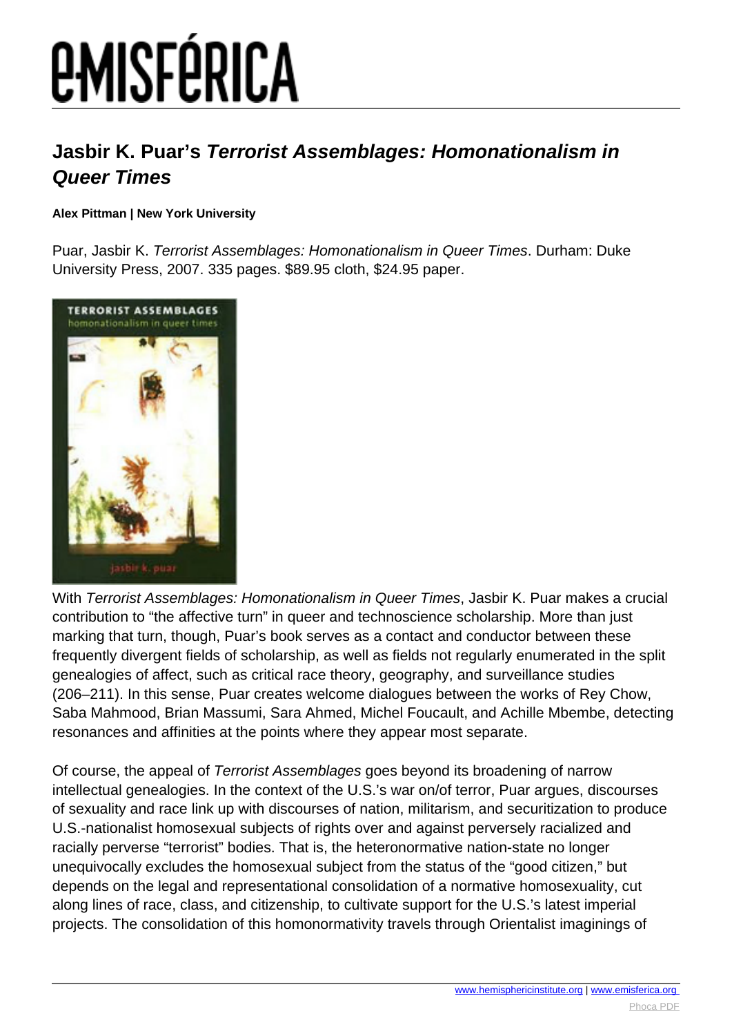# Jasbir K. Puar's *Terrorist Assemblages: Homonationalism in Queer Times*

**Alex Pittman | New York University**

Puar, Jasbir K. *Terrorist Assemblages: Homonationalism in Queer Times*. Durham: Duke University Press, 2007. 335 pages. $89.95 cloth, $24.95 paper.

With *Terrorist Assemblages: Homonationalism in Queer Times*, Jasbir K. Puar makes a crucial contribution to "the affective turn" in queer and technoscience scholarship. More than just marking that turn, though, Puar's book serves as a contact and conductor between these frequently divergent fields of scholarship, as well as fields not regularly enumerated in the split genealogies of affect, such as critical race theory, geography, and surveillance studies (206–211). In this sense, Puar creates welcome dialogues between the works of Rey Chow, Saba Mahmood, Brian Massumi, Sara Ahmed, Michel Foucault, and Achille Mbembe, detecting resonances and affinities at the points where they appear most separate.

Of course, the appeal of *Terrorist Assemblages* goes beyond its broadening of narrow intellectual genealogies. In the context of the U.S.'s war on/of terror, Puar argues, discourses of sexuality and race link up with discourses of nation, militarism, and securitization to produce U.S.-nationalist homosexual subjects of rights over and against perversely racialized and racially perverse "terrorist" bodies. That is, the heteronormative nation-state no longer unequivocally excludes the homosexual subject from the status of the "good citizen," but depends on the legal and representational consolidation of a normative homosexuality, cut along lines of race, class, and citizenship, to cultivate support for the U.S.'s latest imperial projects. The consolidation of this homonormativity travels through Orientalist imaginings of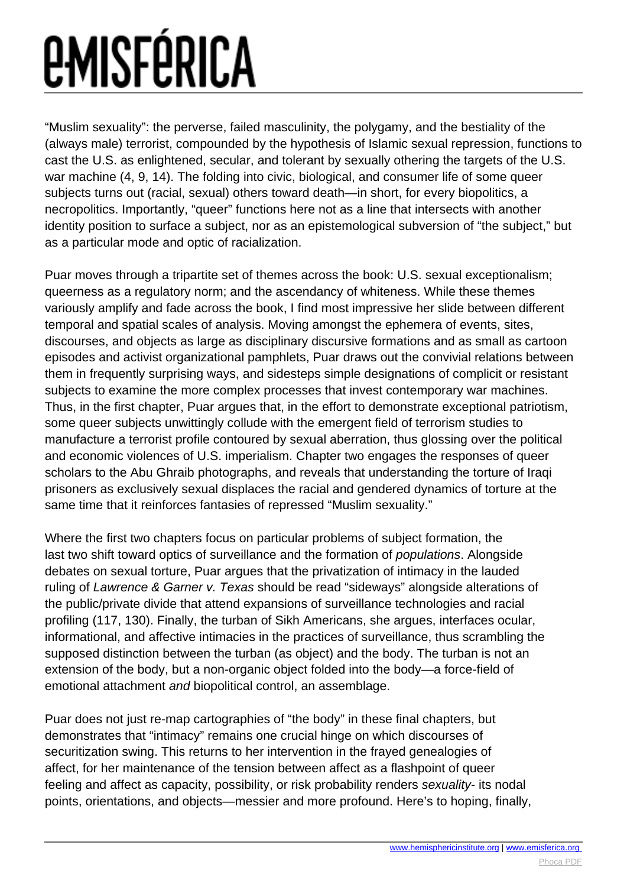"Muslim sexuality": the perverse, failed masculinity, the polygamy, and the bestiality of the (always male) terrorist, compounded by the hypothesis of Islamic sexual repression, functions to cast the U.S. as enlightened, secular, and tolerant by sexually othering the targets of the U.S. war machine (4, 9, 14). The folding into civic, biological, and consumer life of some queer subjects turns out (racial, sexual) others toward death—in short, for every biopolitics, a necropolitics. Importantly, "queer" functions here not as a line that intersects with another identity position to surface a subject, nor as an epistemological subversion of "the subject," but as a particular mode and optic of racialization.

Puar moves through a tripartite set of themes across the book: U.S. sexual exceptionalism; queerness as a regulatory norm; and the ascendancy of whiteness. While these themes variously amplify and fade across the book, I find most impressive her slide between different temporal and spatial scales of analysis. Moving amongst the ephemera of events, sites, discourses, and objects as large as disciplinary discursive formations and as small as cartoon episodes and activist organizational pamphlets, Puar draws out the convivial relations between them in frequently surprising ways, and sidesteps simple designations of complicit or resistant subjects to examine the more complex processes that invest contemporary war machines. Thus, in the first chapter, Puar argues that, in the effort to demonstrate exceptional patriotism, some queer subjects unwittingly collude with the emergent field of terrorism studies to manufacture a terrorist profile contoured by sexual aberration, thus glossing over the political and economic violences of U.S. imperialism. Chapter two engages the responses of queer scholars to the Abu Ghraib photographs, and reveals that understanding the torture of Iraqi prisoners as exclusively sexual displaces the racial and gendered dynamics of torture at the same time that it reinforces fantasies of repressed "Muslim sexuality."

Where the first two chapters focus on particular problems of subject formation, the last two shift toward optics of surveillance and the formation of *populations*. Alongside debates on sexual torture, Puar argues that the privatization of intimacy in the lauded ruling of *Lawrence & Garner v. Texas* should be read "sideways" alongside alterations of the public/private divide that attend expansions of surveillance technologies and racial profiling (117, 130). Finally, the turban of Sikh Americans, she argues, interfaces ocular, informational, and affective intimacies in the practices of surveillance, thus scrambling the supposed distinction between the turban (as object) and the body. The turban is not an extension of the body, but a non-organic object folded into the body—a force-field of emotional attachment *and* biopolitical control, an assemblage.

Puar does not just re-map cartographies of "the body" in these final chapters, but demonstrates that "intimacy" remains one crucial hinge on which discourses of securitization swing. This returns to her intervention in the frayed genealogies of affect, for her maintenance of the tension between affect as a flashpoint of queer feeling and affect as capacity, possibility, or risk probability renders *sexuality*- its nodal points, orientations, and objects—messier and more profound. Here's to hoping, finally,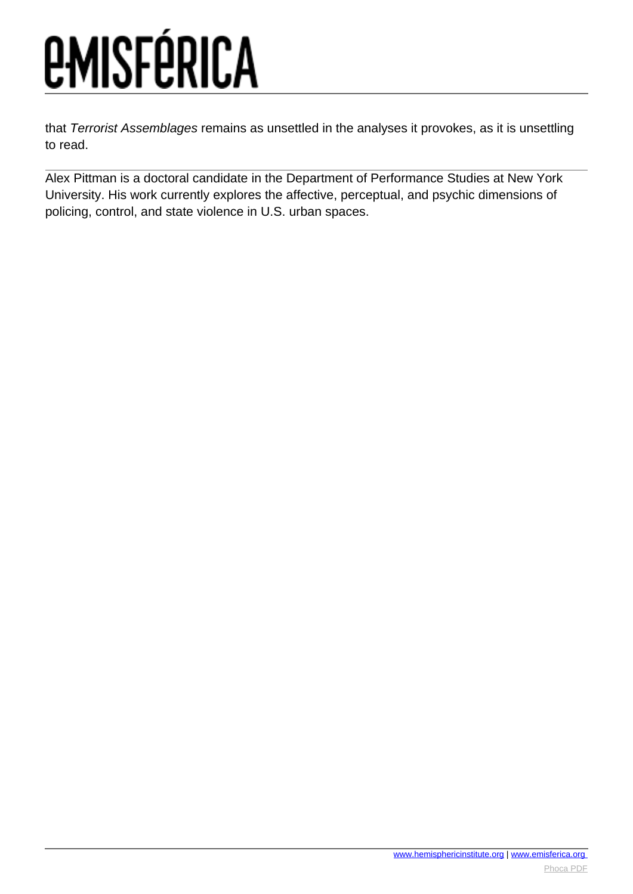that *Terrorist Assemblages* remains as unsettled in the analyses it provokes, as it is unsettling to read.

---

Alex Pittman is a doctoral candidate in the Department of Performance Studies at New York University. His work currently explores the affective, perceptual, and psychic dimensions of policing, control, and state violence in U.S. urban spaces.